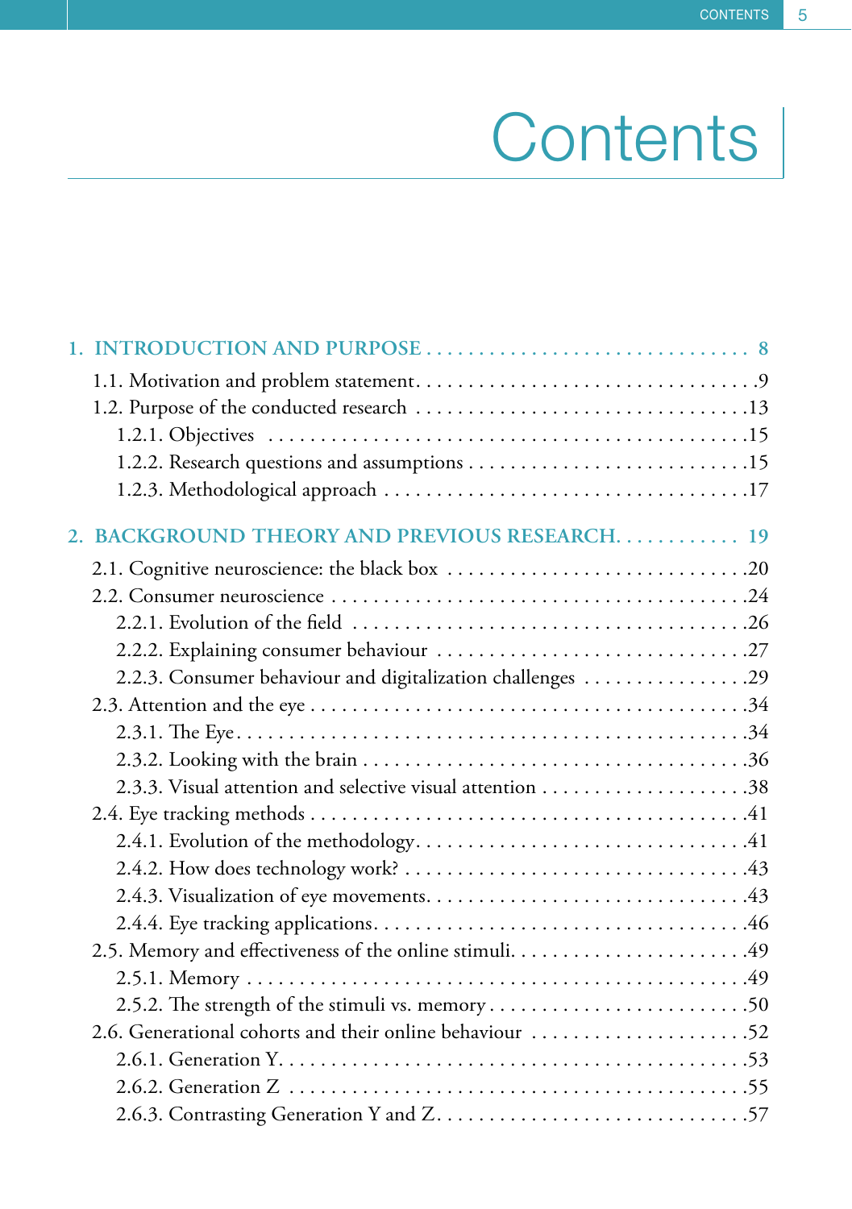# Contents

**1. INTRODUCTION AND PURPOSE** . . . . . . . . . . . . . . . . . . . . . . . . . . . . . . 8

- 1.1. Motivation and problem statement . . . . . . . . . . . . . . . . . . . . . . . . . . . . . . 9
- 1.2. Purpose of the conducted research . . . . . . . . . . . . . . . . . . . . . . . . . . . . . . 13
  - 1.2.1. Objectives . . . . . . . . . . . . . . . . . . . . . . . . . . . . . . . . . . . . . . . . . 15
  - 1.2.2. Research questions and assumptions . . . . . . . . . . . . . . . . . . . . . . . . . 15
  - 1.2.3. Methodological approach . . . . . . . . . . . . . . . . . . . . . . . . . . . . . . . . 17

**2. BACKGROUND THEORY AND PREVIOUS RESEARCH** . . . . . . . . . . . 19

- 2.1. Cognitive neuroscience: the black box . . . . . . . . . . . . . . . . . . . . . . . . . . . 20
- 2.2. Consumer neuroscience . . . . . . . . . . . . . . . . . . . . . . . . . . . . . . . . . . . . 24
  - 2.2.1. Evolution of the field . . . . . . . . . . . . . . . . . . . . . . . . . . . . . . . . . . . 26
  - 2.2.2. Explaining consumer behaviour . . . . . . . . . . . . . . . . . . . . . . . . . . . . . 27
  - 2.2.3. Consumer behaviour and digitalization challenges . . . . . . . . . . . . . . . . 29
- 2.3. Attention and the eye . . . . . . . . . . . . . . . . . . . . . . . . . . . . . . . . . . . . . 34
  - 2.3.1. The Eye . . . . . . . . . . . . . . . . . . . . . . . . . . . . . . . . . . . . . . . . . . . 34
  - 2.3.2. Looking with the brain . . . . . . . . . . . . . . . . . . . . . . . . . . . . . . . . . . 36
  - 2.3.3. Visual attention and selective visual attention . . . . . . . . . . . . . . . . . . . 38
- 2.4. Eye tracking methods . . . . . . . . . . . . . . . . . . . . . . . . . . . . . . . . . . . . . 41
  - 2.4.1. Evolution of the methodology . . . . . . . . . . . . . . . . . . . . . . . . . . . . . . 41
  - 2.4.2. How does technology work? . . . . . . . . . . . . . . . . . . . . . . . . . . . . . . . 43
  - 2.4.3. Visualization of eye movements . . . . . . . . . . . . . . . . . . . . . . . . . . . . . 43
  - 2.4.4. Eye tracking applications . . . . . . . . . . . . . . . . . . . . . . . . . . . . . . . . . 46
- 2.5. Memory and effectiveness of the online stimuli . . . . . . . . . . . . . . . . . . . . . 49
  - 2.5.1. Memory . . . . . . . . . . . . . . . . . . . . . . . . . . . . . . . . . . . . . . . . . . . 49
  - 2.5.2. The strength of the stimuli vs. memory . . . . . . . . . . . . . . . . . . . . . . . . 50
- 2.6. Generational cohorts and their online behaviour . . . . . . . . . . . . . . . . . . . . 52
  - 2.6.1. Generation Y . . . . . . . . . . . . . . . . . . . . . . . . . . . . . . . . . . . . . . . . 53
  - 2.6.2. Generation Z . . . . . . . . . . . . . . . . . . . . . . . . . . . . . . . . . . . . . . . . 55
  - 2.6.3. Contrasting Generation Y and Z . . . . . . . . . . . . . . . . . . . . . . . . . . . . . 57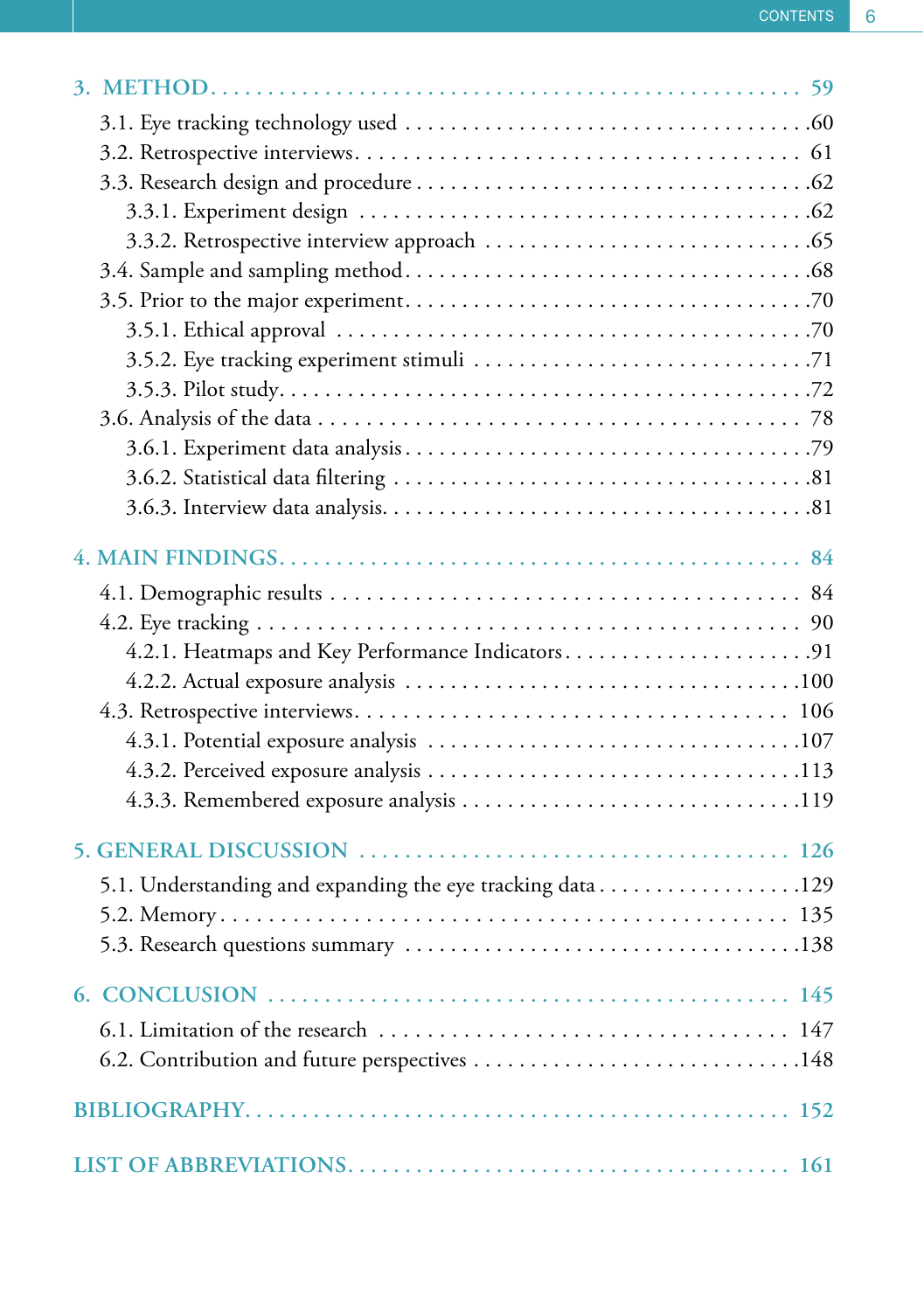3. METHOD 59

- 3.1. Eye tracking technology used 60
- 3.2. Retrospective interviews 61
- 3.3. Research design and procedure 62
  - 3.3.1. Experiment design 62
  - 3.3.2. Retrospective interview approach 65
- 3.4. Sample and sampling method 68
- 3.5. Prior to the major experiment 70
  - 3.5.1. Ethical approval 70
  - 3.5.2. Eye tracking experiment stimuli 71
  - 3.5.3. Pilot study 72
- 3.6. Analysis of the data 78
  - 3.6.1. Experiment data analysis 79
  - 3.6.2. Statistical data filtering 81
  - 3.6.3. Interview data analysis 81

4. MAIN FINDINGS 84

- 4.1. Demographic results 84
- 4.2. Eye tracking 90
  - 4.2.1. Heatmaps and Key Performance Indicators 91
  - 4.2.2. Actual exposure analysis 100
- 4.3. Retrospective interviews 106
  - 4.3.1. Potential exposure analysis 107
  - 4.3.2. Perceived exposure analysis 113
  - 4.3.3. Remembered exposure analysis 119

5. GENERAL DISCUSSION 126

- 5.1. Understanding and expanding the eye tracking data 129
- 5.2. Memory 135
- 5.3. Research questions summary 138

6. CONCLUSION 145

- 6.1. Limitation of the research 147
- 6.2. Contribution and future perspectives 148

BIBLIOGRAPHY 152

LIST OF ABBREVIATIONS 161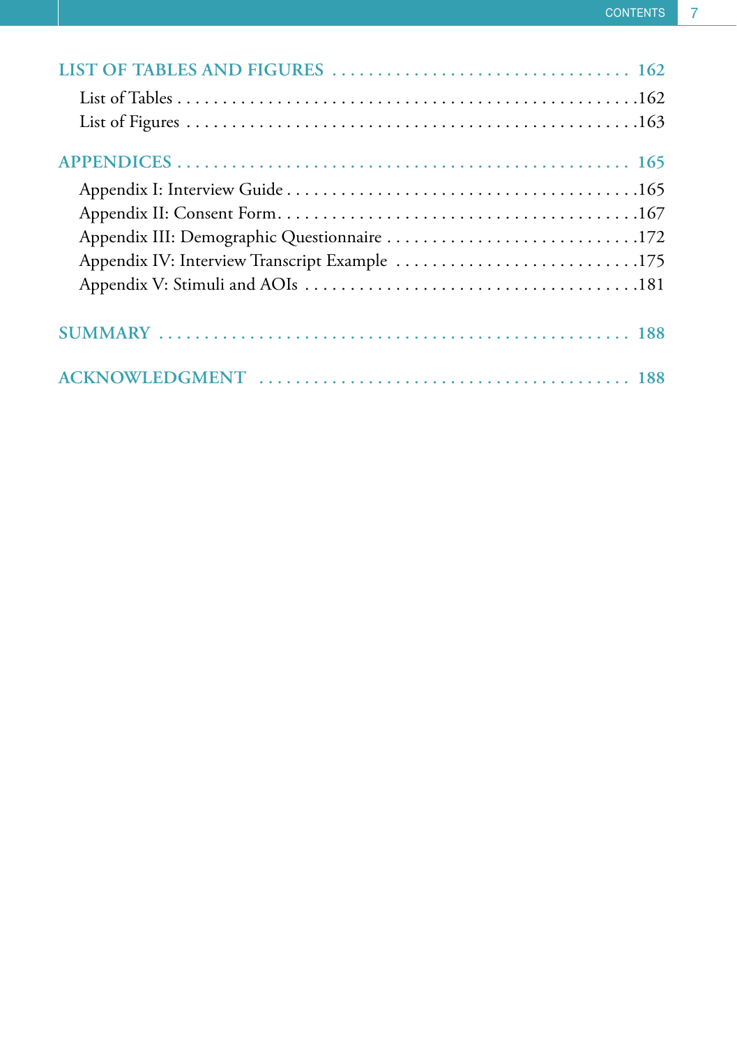LIST OF TABLES AND FIGURES . . . . . . . . . . . . . . . . . . . . . . . . . . . . . . . 162

- List of Tables . . . . . . . . . . . . . . . . . . . . . . . . . . . . . . . . . . . . . . . . . . . . . . .162
- List of Figures . . . . . . . . . . . . . . . . . . . . . . . . . . . . . . . . . . . . . . . . . . . . . .163

APPENDICES . . . . . . . . . . . . . . . . . . . . . . . . . . . . . . . . . . . . . . . . . . . . . . 165

- Appendix I: Interview Guide . . . . . . . . . . . . . . . . . . . . . . . . . . . . . . . . . . . .165
- Appendix II: Consent Form. . . . . . . . . . . . . . . . . . . . . . . . . . . . . . . . . . . . .167
- Appendix III: Demographic Questionnaire . . . . . . . . . . . . . . . . . . . . . . . . . .172
- Appendix IV: Interview Transcript Example . . . . . . . . . . . . . . . . . . . . . . . . .175
- Appendix V: Stimuli and AOIs . . . . . . . . . . . . . . . . . . . . . . . . . . . . . . . . . .181

SUMMARY . . . . . . . . . . . . . . . . . . . . . . . . . . . . . . . . . . . . . . . . . . . . . . . 188

ACKNOWLEDGMENT . . . . . . . . . . . . . . . . . . . . . . . . . . . . . . . . . . . . . . 188